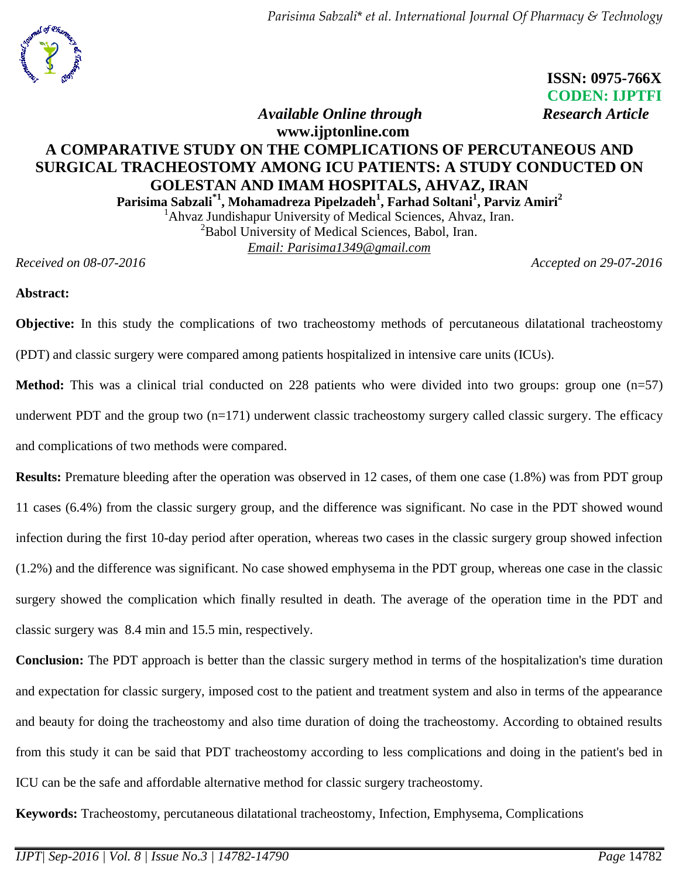**ISSN: 0975-766X**
**CODEN: IJPTFI**

*Available Online through* *Research Article*

**www.ijptonline.com**

# A COMPARATIVE STUDY ON THE COMPLICATIONS OF PERCUTANEOUS AND SURGICAL TRACHEOSTOMY AMONG ICU PATIENTS: A STUDY CONDUCTED ON GOLESTAN AND IMAM HOSPITALS, AHVAZ, IRAN

**Parisima Sabzali[*1], Mohamadreza Pipelzadeh[1], Farhad Soltani[1], Parviz Amiri[2]**

[1]Ahvaz Jundishapur University of Medical Sciences, Ahvaz, Iran.
[2]Babol University of Medical Sciences, Babol, Iran.
*Email: Parisima1349@gmail.com*

*Received on 08-07-2016* *Accepted on 29-07-2016*

**Abstract:**

**Objective:** In this study the complications of two tracheostomy methods of percutaneous dilatational tracheostomy (PDT) and classic surgery were compared among patients hospitalized in intensive care units (ICUs).

**Method:** This was a clinical trial conducted on 228 patients who were divided into two groups: group one (n=57) underwent PDT and the group two (n=171) underwent classic tracheostomy surgery called classic surgery. The efficacy and complications of two methods were compared.

**Results:** Premature bleeding after the operation was observed in 12 cases, of them one case (1.8%) was from PDT group 11 cases (6.4%) from the classic surgery group, and the difference was significant. No case in the PDT showed wound infection during the first 10-day period after operation, whereas two cases in the classic surgery group showed infection (1.2%) and the difference was significant. No case showed emphysema in the PDT group, whereas one case in the classic surgery showed the complication which finally resulted in death. The average of the operation time in the PDT and classic surgery was 8.4 min and 15.5 min, respectively.

**Conclusion:** The PDT approach is better than the classic surgery method in terms of the hospitalization's time duration and expectation for classic surgery, imposed cost to the patient and treatment system and also in terms of the appearance and beauty for doing the tracheostomy and also time duration of doing the tracheostomy. According to obtained results from this study it can be said that PDT tracheostomy according to less complications and doing in the patient's bed in ICU can be the safe and affordable alternative method for classic surgery tracheostomy.

**Keywords:** Tracheostomy, percutaneous dilatational tracheostomy, Infection, Emphysema, Complications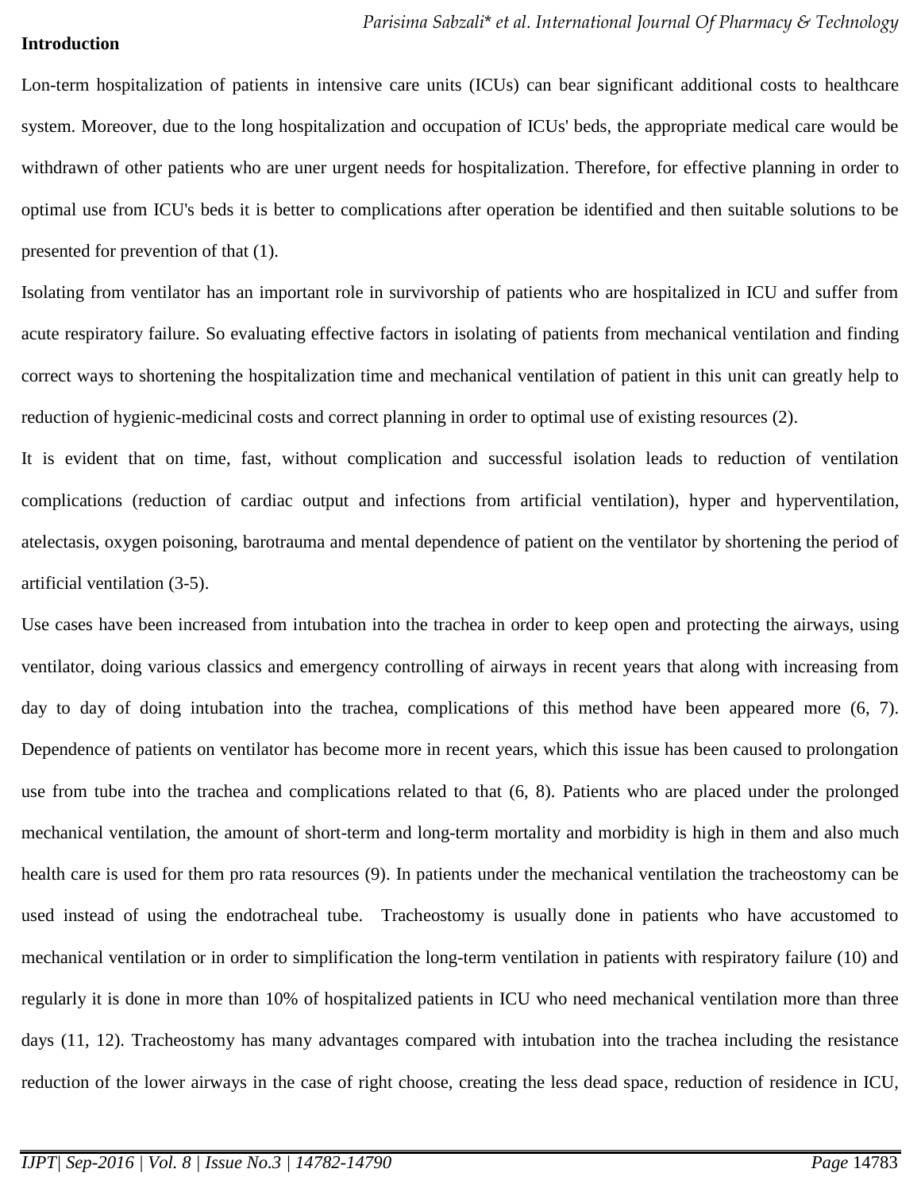**Introduction**

Lon-term hospitalization of patients in intensive care units (ICUs) can bear significant additional costs to healthcare system. Moreover, due to the long hospitalization and occupation of ICUs' beds, the appropriate medical care would be withdrawn of other patients who are uner urgent needs for hospitalization. Therefore, for effective planning in order to optimal use from ICU's beds it is better to complications after operation be identified and then suitable solutions to be presented for prevention of that (1).

Isolating from ventilator has an important role in survivorship of patients who are hospitalized in ICU and suffer from acute respiratory failure. So evaluating effective factors in isolating of patients from mechanical ventilation and finding correct ways to shortening the hospitalization time and mechanical ventilation of patient in this unit can greatly help to reduction of hygienic-medicinal costs and correct planning in order to optimal use of existing resources (2).

It is evident that on time, fast, without complication and successful isolation leads to reduction of ventilation complications (reduction of cardiac output and infections from artificial ventilation), hyper and hyperventilation, atelectasis, oxygen poisoning, barotrauma and mental dependence of patient on the ventilator by shortening the period of artificial ventilation (3-5).

Use cases have been increased from intubation into the trachea in order to keep open and protecting the airways, using ventilator, doing various classics and emergency controlling of airways in recent years that along with increasing from day to day of doing intubation into the trachea, complications of this method have been appeared more (6, 7). Dependence of patients on ventilator has become more in recent years, which this issue has been caused to prolongation use from tube into the trachea and complications related to that (6, 8). Patients who are placed under the prolonged mechanical ventilation, the amount of short-term and long-term mortality and morbidity is high in them and also much health care is used for them pro rata resources (9). In patients under the mechanical ventilation the tracheostomy can be used instead of using the endotracheal tube. Tracheostomy is usually done in patients who have accustomed to mechanical ventilation or in order to simplification the long-term ventilation in patients with respiratory failure (10) and regularly it is done in more than 10% of hospitalized patients in ICU who need mechanical ventilation more than three days (11, 12). Tracheostomy has many advantages compared with intubation into the trachea including the resistance reduction of the lower airways in the case of right choose, creating the less dead space, reduction of residence in ICU,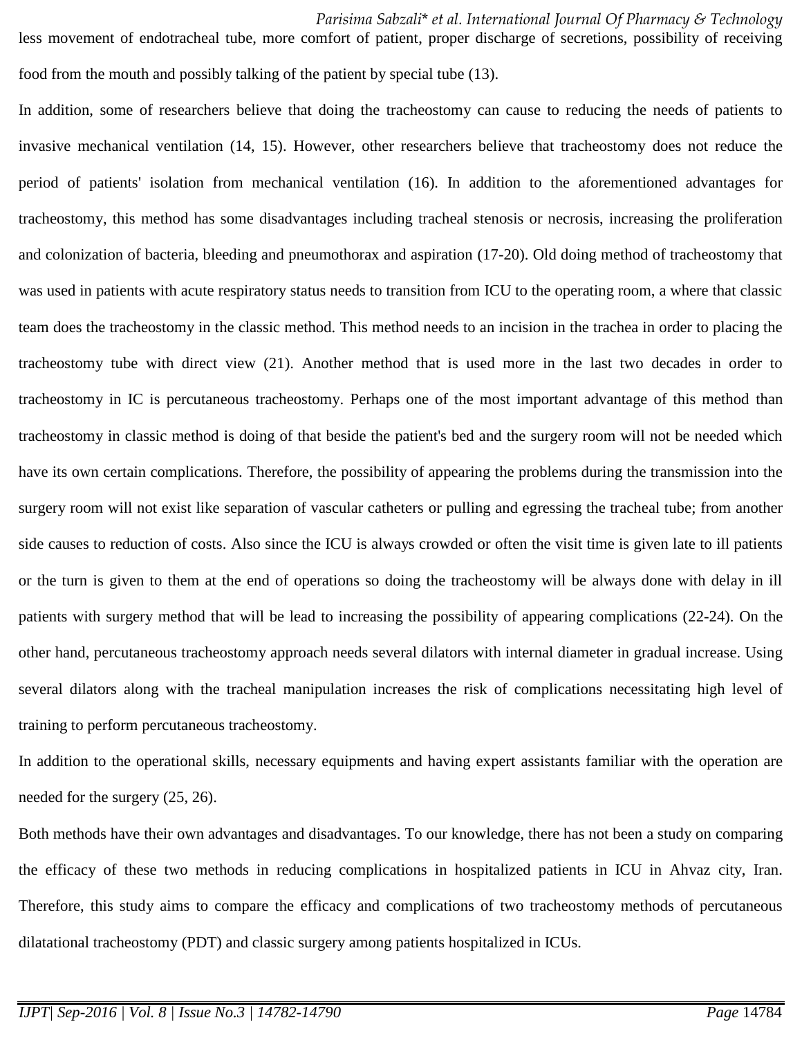less movement of endotracheal tube, more comfort of patient, proper discharge of secretions, possibility of receiving food from the mouth and possibly talking of the patient by special tube (13).

In addition, some of researchers believe that doing the tracheostomy can cause to reducing the needs of patients to invasive mechanical ventilation (14, 15). However, other researchers believe that tracheostomy does not reduce the period of patients' isolation from mechanical ventilation (16). In addition to the aforementioned advantages for tracheostomy, this method has some disadvantages including tracheal stenosis or necrosis, increasing the proliferation and colonization of bacteria, bleeding and pneumothorax and aspiration (17-20). Old doing method of tracheostomy that was used in patients with acute respiratory status needs to transition from ICU to the operating room, a where that classic team does the tracheostomy in the classic method. This method needs to an incision in the trachea in order to placing the tracheostomy tube with direct view (21). Another method that is used more in the last two decades in order to tracheostomy in IC is percutaneous tracheostomy. Perhaps one of the most important advantage of this method than tracheostomy in classic method is doing of that beside the patient's bed and the surgery room will not be needed which have its own certain complications. Therefore, the possibility of appearing the problems during the transmission into the surgery room will not exist like separation of vascular catheters or pulling and egressing the tracheal tube; from another side causes to reduction of costs. Also since the ICU is always crowded or often the visit time is given late to ill patients or the turn is given to them at the end of operations so doing the tracheostomy will be always done with delay in ill patients with surgery method that will be lead to increasing the possibility of appearing complications (22-24). On the other hand, percutaneous tracheostomy approach needs several dilators with internal diameter in gradual increase. Using several dilators along with the tracheal manipulation increases the risk of complications necessitating high level of training to perform percutaneous tracheostomy.

In addition to the operational skills, necessary equipments and having expert assistants familiar with the operation are needed for the surgery (25, 26).

Both methods have their own advantages and disadvantages. To our knowledge, there has not been a study on comparing the efficacy of these two methods in reducing complications in hospitalized patients in ICU in Ahvaz city, Iran. Therefore, this study aims to compare the efficacy and complications of two tracheostomy methods of percutaneous dilatational tracheostomy (PDT) and classic surgery among patients hospitalized in ICUs.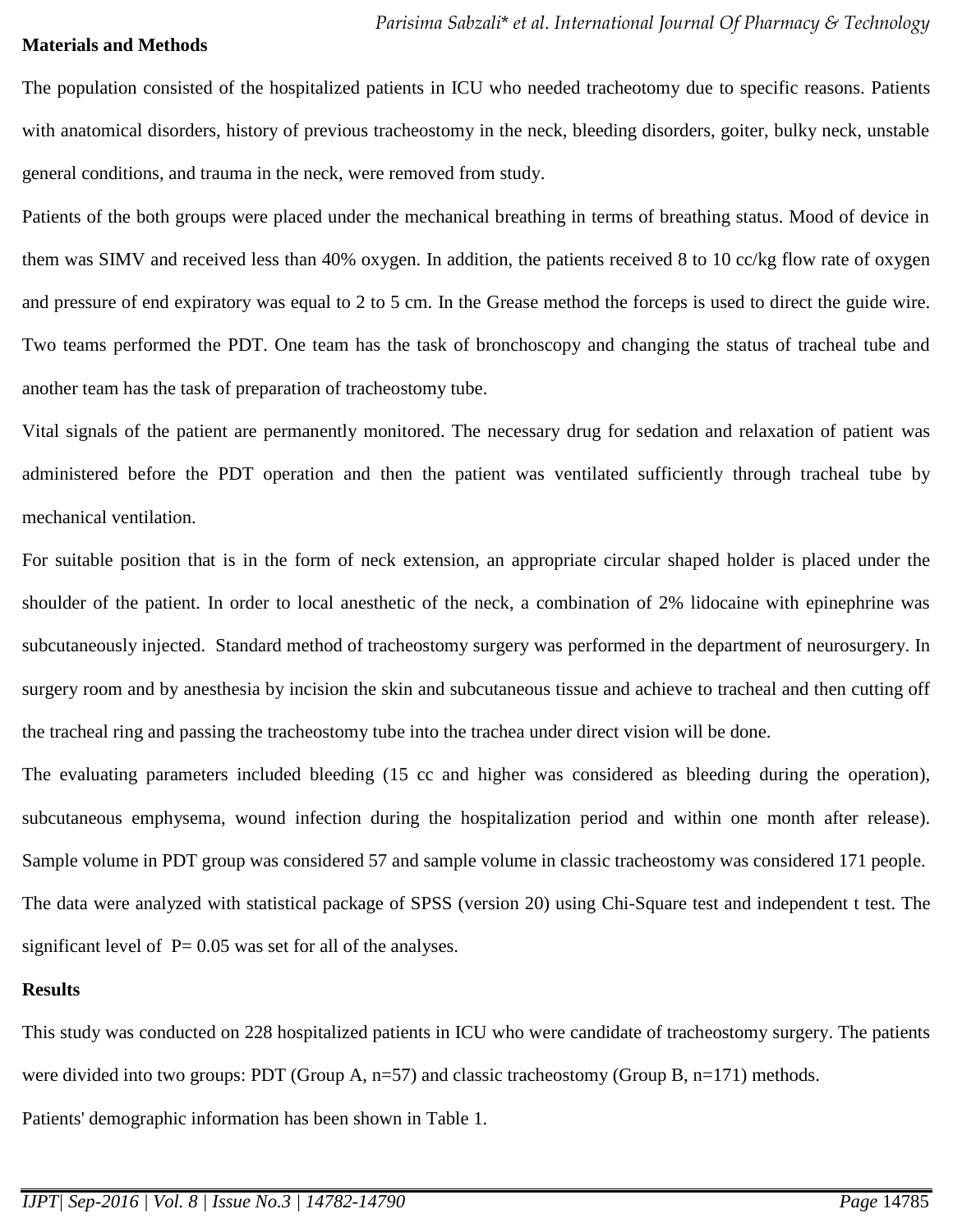**Materials and Methods**

The population consisted of the hospitalized patients in ICU who needed tracheotomy due to specific reasons. Patients with anatomical disorders, history of previous tracheostomy in the neck, bleeding disorders, goiter, bulky neck, unstable general conditions, and trauma in the neck, were removed from study.

Patients of the both groups were placed under the mechanical breathing in terms of breathing status. Mood of device in them was SIMV and received less than 40% oxygen. In addition, the patients received 8 to 10 cc/kg flow rate of oxygen and pressure of end expiratory was equal to 2 to 5 cm. In the Grease method the forceps is used to direct the guide wire. Two teams performed the PDT. One team has the task of bronchoscopy and changing the status of tracheal tube and another team has the task of preparation of tracheostomy tube.

Vital signals of the patient are permanently monitored. The necessary drug for sedation and relaxation of patient was administered before the PDT operation and then the patient was ventilated sufficiently through tracheal tube by mechanical ventilation.

For suitable position that is in the form of neck extension, an appropriate circular shaped holder is placed under the shoulder of the patient. In order to local anesthetic of the neck, a combination of 2% lidocaine with epinephrine was subcutaneously injected. Standard method of tracheostomy surgery was performed in the department of neurosurgery. In surgery room and by anesthesia by incision the skin and subcutaneous tissue and achieve to tracheal and then cutting off the tracheal ring and passing the tracheostomy tube into the trachea under direct vision will be done.

The evaluating parameters included bleeding (15 cc and higher was considered as bleeding during the operation), subcutaneous emphysema, wound infection during the hospitalization period and within one month after release). Sample volume in PDT group was considered 57 and sample volume in classic tracheostomy was considered 171 people.

The data were analyzed with statistical package of SPSS (version 20) using Chi-Square test and independent t test. The significant level of P= 0.05 was set for all of the analyses.

**Results**

This study was conducted on 228 hospitalized patients in ICU who were candidate of tracheostomy surgery. The patients were divided into two groups: PDT (Group A, n=57) and classic tracheostomy (Group B, n=171) methods.

Patients' demographic information has been shown in Table 1.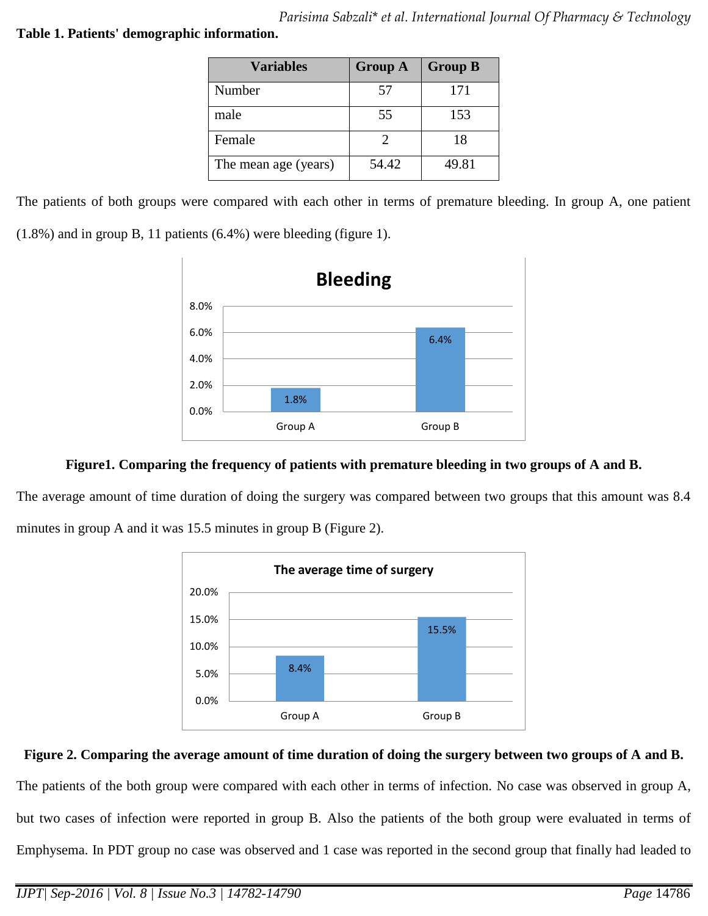**Table 1. Patients' demographic information.**

| Variables | Group A | Group B |
|---|---|---|
| Number | 57 | 171 |
| male | 55 | 153 |
| Female | 2 | 18 |
| The mean age (years) | 54.42 | 49.81 |

The patients of both groups were compared with each other in terms of premature bleeding. In group A, one patient (1.8%) and in group B, 11 patients (6.4%) were bleeding (figure 1).

**Figure1. Comparing the frequency of patients with premature bleeding in two groups of A and B.**

The average amount of time duration of doing the surgery was compared between two groups that this amount was 8.4 minutes in group A and it was 15.5 minutes in group B (Figure 2).

**Figure 2. Comparing the average amount of time duration of doing the surgery between two groups of A and B.**

The patients of the both group were compared with each other in terms of infection. No case was observed in group A, but two cases of infection were reported in group B. Also the patients of the both group were evaluated in terms of Emphysema. In PDT group no case was observed and 1 case was reported in the second group that finally had leaded to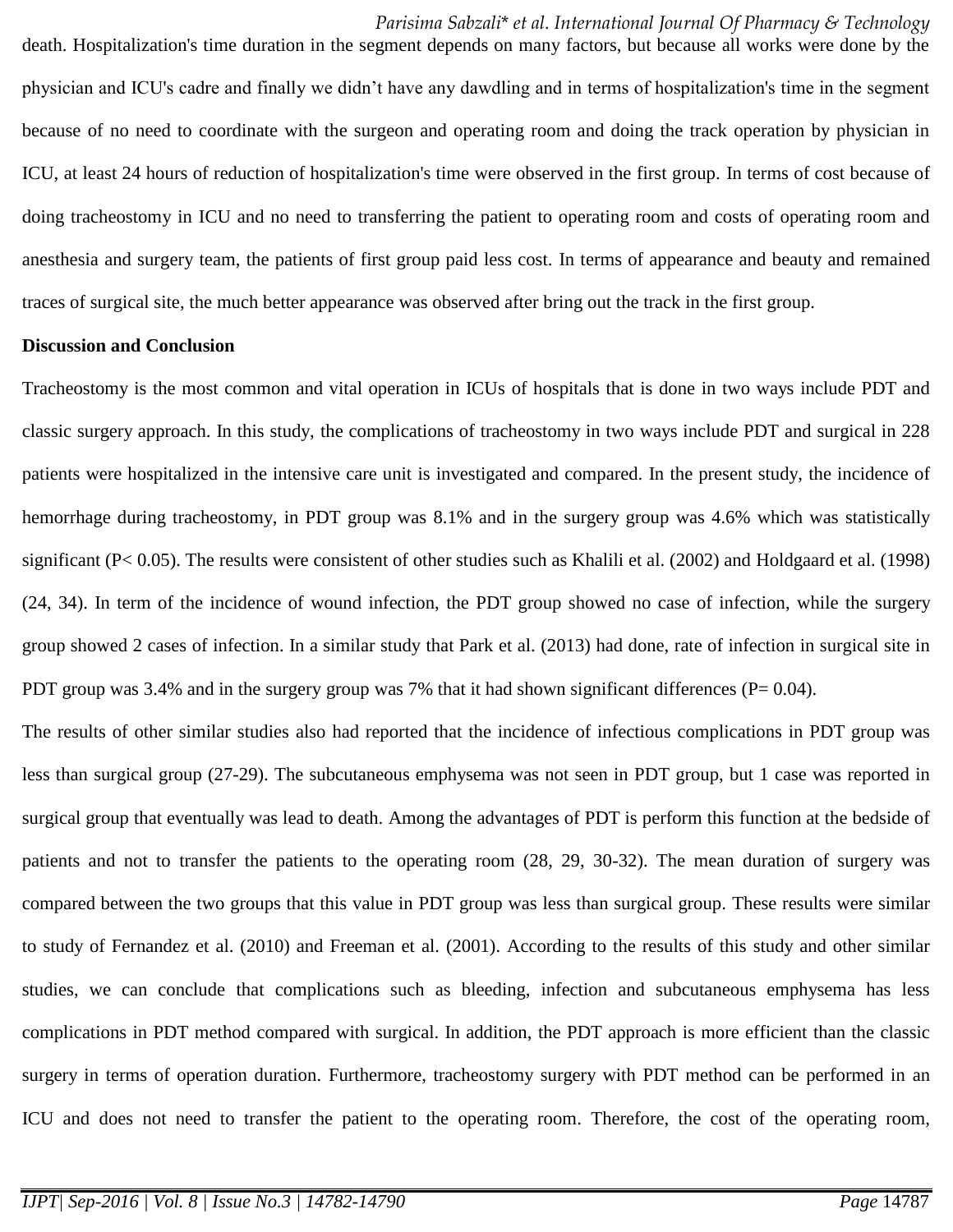death. Hospitalization's time duration in the segment depends on many factors, but because all works were done by the physician and ICU's cadre and finally we didn't have any dawdling and in terms of hospitalization's time in the segment because of no need to coordinate with the surgeon and operating room and doing the track operation by physician in ICU, at least 24 hours of reduction of hospitalization's time were observed in the first group. In terms of cost because of doing tracheostomy in ICU and no need to transferring the patient to operating room and costs of operating room and anesthesia and surgery team, the patients of first group paid less cost. In terms of appearance and beauty and remained traces of surgical site, the much better appearance was observed after bring out the track in the first group.

**Discussion and Conclusion**

Tracheostomy is the most common and vital operation in ICUs of hospitals that is done in two ways include PDT and classic surgery approach. In this study, the complications of tracheostomy in two ways include PDT and surgical in 228 patients were hospitalized in the intensive care unit is investigated and compared. In the present study, the incidence of hemorrhage during tracheostomy, in PDT group was 8.1% and in the surgery group was 4.6% which was statistically significant ($P< 0.05$). The results were consistent of other studies such as Khalili et al. (2002) and Holdgaard et al. (1998) (24, 34). In term of the incidence of wound infection, the PDT group showed no case of infection, while the surgery group showed 2 cases of infection. In a similar study that Park et al. (2013) had done, rate of infection in surgical site in PDT group was 3.4% and in the surgery group was 7% that it had shown significant differences ($P= 0.04$).

The results of other similar studies also had reported that the incidence of infectious complications in PDT group was less than surgical group (27-29). The subcutaneous emphysema was not seen in PDT group, but 1 case was reported in surgical group that eventually was lead to death. Among the advantages of PDT is perform this function at the bedside of patients and not to transfer the patients to the operating room (28, 29, 30-32). The mean duration of surgery was compared between the two groups that this value in PDT group was less than surgical group. These results were similar to study of Fernandez et al. (2010) and Freeman et al. (2001). According to the results of this study and other similar studies, we can conclude that complications such as bleeding, infection and subcutaneous emphysema has less complications in PDT method compared with surgical. In addition, the PDT approach is more efficient than the classic surgery in terms of operation duration. Furthermore, tracheostomy surgery with PDT method can be performed in an ICU and does not need to transfer the patient to the operating room. Therefore, the cost of the operating room,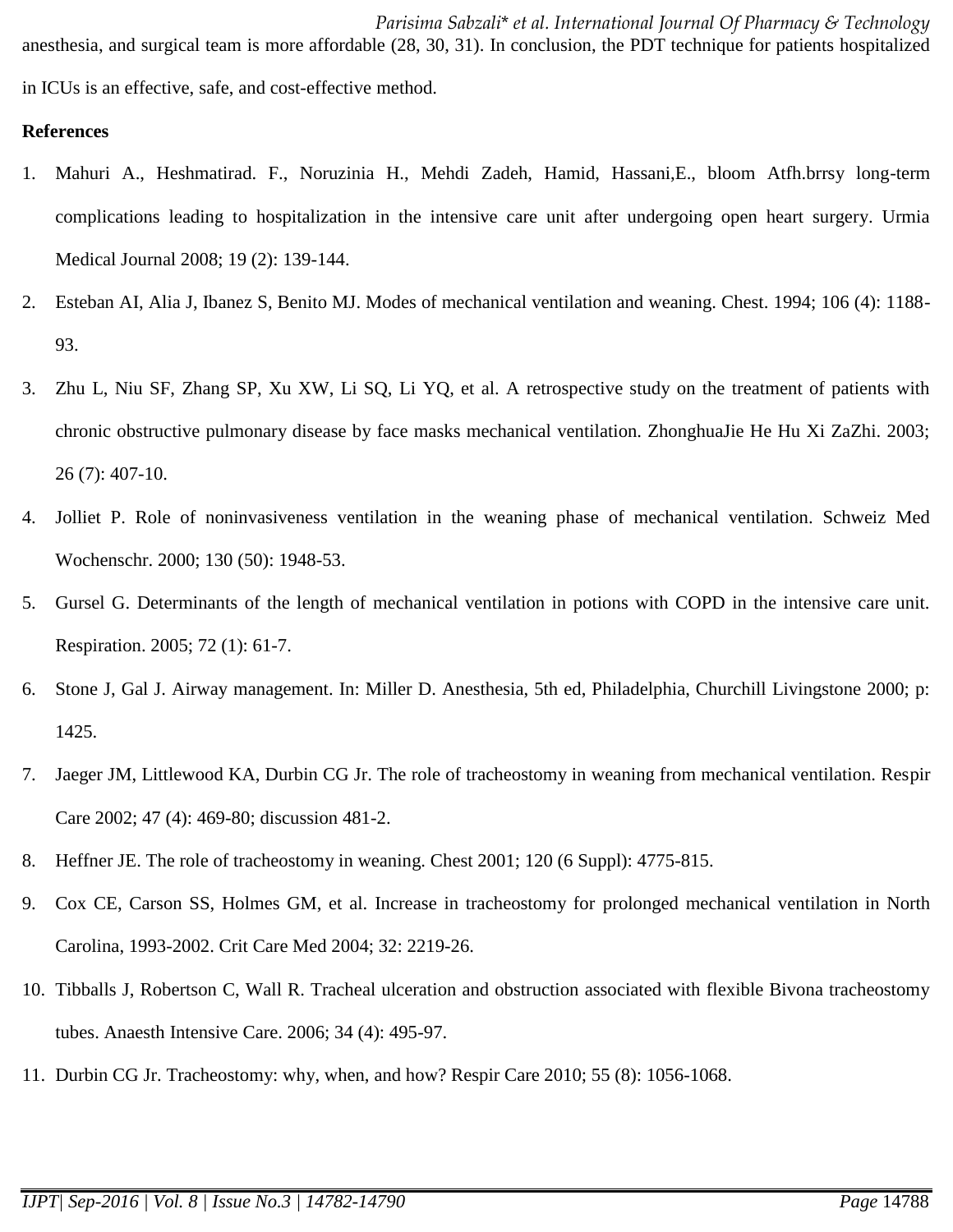anesthesia, and surgical team is more affordable (28, 30, 31). In conclusion, the PDT technique for patients hospitalized in ICUs is an effective, safe, and cost-effective method.

**References**

1. Mahuri A., Heshmatirad. F., Noruzinia H., Mehdi Zadeh, Hamid, Hassani,E., bloom Atfh.brrsy long-term complications leading to hospitalization in the intensive care unit after undergoing open heart surgery. Urmia Medical Journal 2008; 19 (2): 139-144.
2. Esteban AI, Alia J, Ibanez S, Benito MJ. Modes of mechanical ventilation and weaning. Chest. 1994; 106 (4): 1188-93.
3. Zhu L, Niu SF, Zhang SP, Xu XW, Li SQ, Li YQ, et al. A retrospective study on the treatment of patients with chronic obstructive pulmonary disease by face masks mechanical ventilation. ZhonghuaJie He Hu Xi ZaZhi. 2003; 26 (7): 407-10.
4. Jolliet P. Role of noninvasiveness ventilation in the weaning phase of mechanical ventilation. Schweiz Med Wochenschr. 2000; 130 (50): 1948-53.
5. Gursel G. Determinants of the length of mechanical ventilation in potions with COPD in the intensive care unit. Respiration. 2005; 72 (1): 61-7.
6. Stone J, Gal J. Airway management. In: Miller D. Anesthesia, 5th ed, Philadelphia, Churchill Livingstone 2000; p: 1425.
7. Jaeger JM, Littlewood KA, Durbin CG Jr. The role of tracheostomy in weaning from mechanical ventilation. Respir Care 2002; 47 (4): 469-80; discussion 481-2.
8. Heffner JE. The role of tracheostomy in weaning. Chest 2001; 120 (6 Suppl): 4775-815.
9. Cox CE, Carson SS, Holmes GM, et al. Increase in tracheostomy for prolonged mechanical ventilation in North Carolina, 1993-2002. Crit Care Med 2004; 32: 2219-26.
10. Tibballs J, Robertson C, Wall R. Tracheal ulceration and obstruction associated with flexible Bivona tracheostomy tubes. Anaesth Intensive Care. 2006; 34 (4): 495-97.
11. Durbin CG Jr. Tracheostomy: why, when, and how? Respir Care 2010; 55 (8): 1056-1068.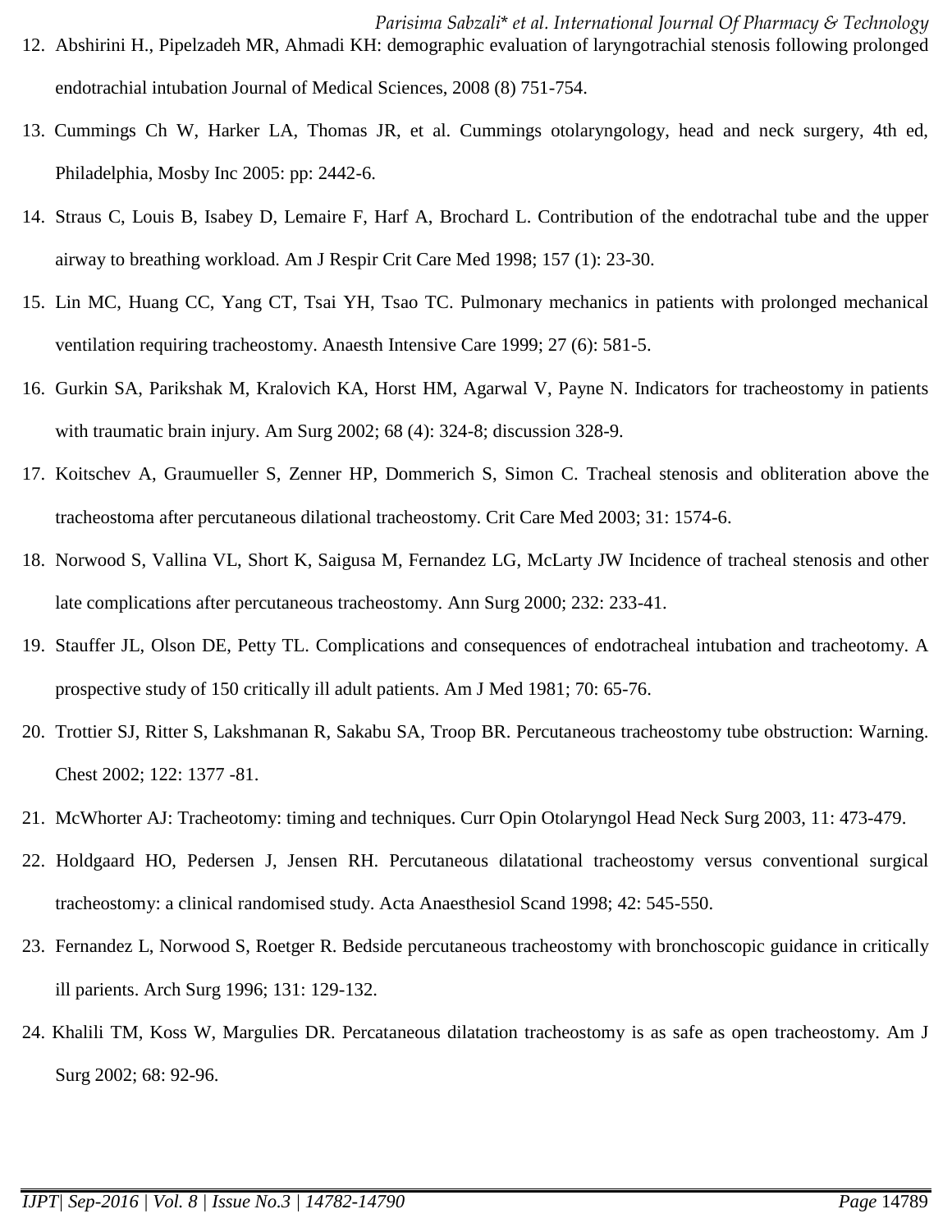12. Abshirini H., Pipelzadeh MR, Ahmadi KH: demographic evaluation of laryngotrachial stenosis following prolonged endotrachial intubation Journal of Medical Sciences, 2008 (8) 751-754.
13. Cummings Ch W, Harker LA, Thomas JR, et al. Cummings otolaryngology, head and neck surgery, 4th ed, Philadelphia, Mosby Inc 2005: pp: 2442-6.
14. Straus C, Louis B, Isabey D, Lemaire F, Harf A, Brochard L. Contribution of the endotrachal tube and the upper airway to breathing workload. Am J Respir Crit Care Med 1998; 157 (1): 23-30.
15. Lin MC, Huang CC, Yang CT, Tsai YH, Tsao TC. Pulmonary mechanics in patients with prolonged mechanical ventilation requiring tracheostomy. Anaesth Intensive Care 1999; 27 (6): 581-5.
16. Gurkin SA, Parikshak M, Kralovich KA, Horst HM, Agarwal V, Payne N. Indicators for tracheostomy in patients with traumatic brain injury. Am Surg 2002; 68 (4): 324-8; discussion 328-9.
17. Koitschev A, Graumueller S, Zenner HP, Dommerich S, Simon C. Tracheal stenosis and obliteration above the tracheostoma after percutaneous dilational tracheostomy. Crit Care Med 2003; 31: 1574-6.
18. Norwood S, Vallina VL, Short K, Saigusa M, Fernandez LG, McLarty JW Incidence of tracheal stenosis and other late complications after percutaneous tracheostomy. Ann Surg 2000; 232: 233-41.
19. Stauffer JL, Olson DE, Petty TL. Complications and consequences of endotracheal intubation and tracheotomy. A prospective study of 150 critically ill adult patients. Am J Med 1981; 70: 65-76.
20. Trottier SJ, Ritter S, Lakshmanan R, Sakabu SA, Troop BR. Percutaneous tracheostomy tube obstruction: Warning. Chest 2002; 122: 1377 -81.
21. McWhorter AJ: Tracheotomy: timing and techniques. Curr Opin Otolaryngol Head Neck Surg 2003, 11: 473-479.
22. Holdgaard HO, Pedersen J, Jensen RH. Percutaneous dilatational tracheostomy versus conventional surgical tracheostomy: a clinical randomised study. Acta Anaesthesiol Scand 1998; 42: 545-550.
23. Fernandez L, Norwood S, Roetger R. Bedside percutaneous tracheostomy with bronchoscopic guidance in critically ill parients. Arch Surg 1996; 131: 129-132.
24. Khalili TM, Koss W, Margulies DR. Percataneous dilatation tracheostomy is as safe as open tracheostomy. Am J Surg 2002; 68: 92-96.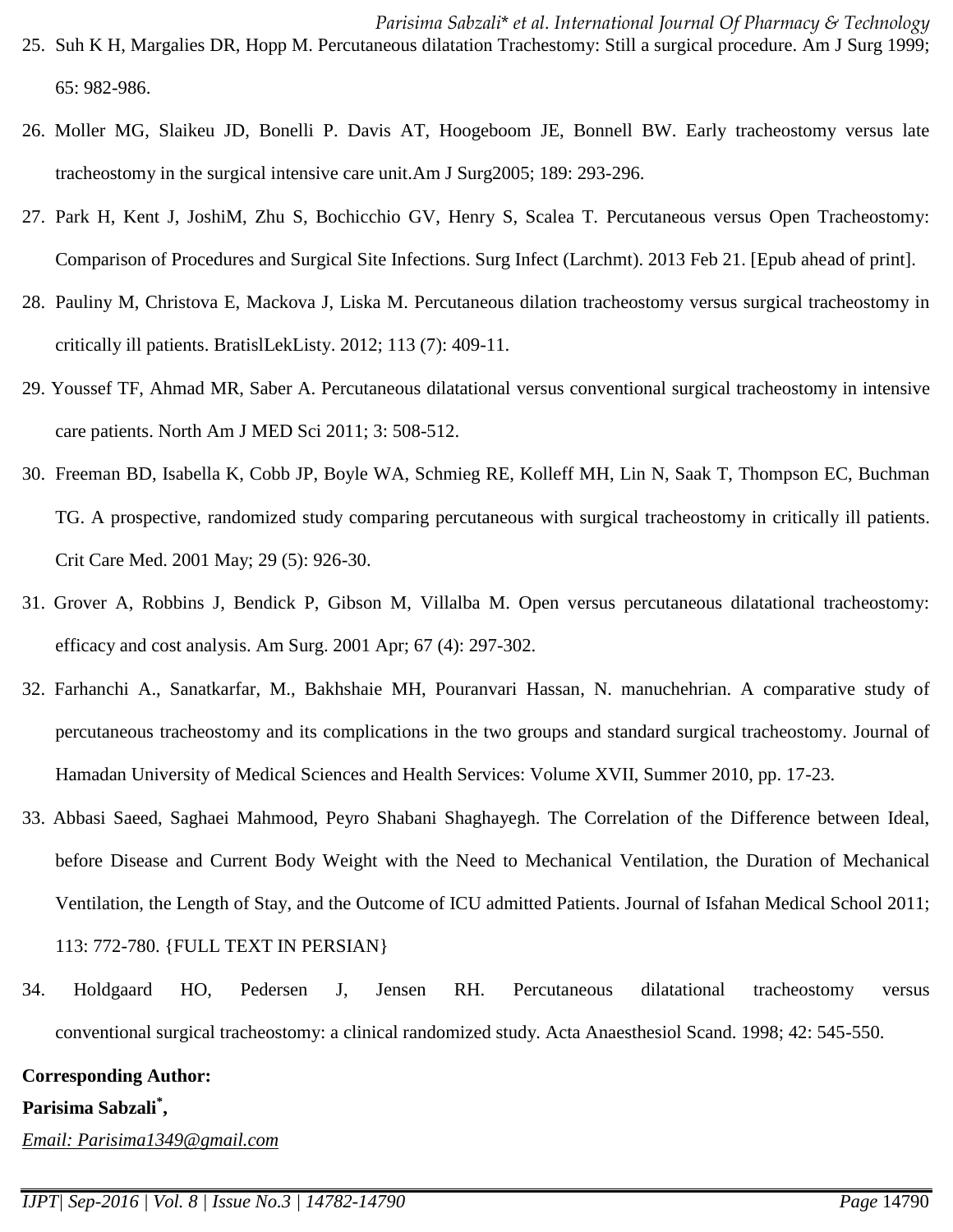25. Suh K H, Margalies DR, Hopp M. Percutaneous dilatation Trachestomy: Still a surgical procedure. Am J Surg 1999; 65: 982-986.
26. Moller MG, Slaikeu JD, Bonelli P. Davis AT, Hoogeboom JE, Bonnell BW. Early tracheostomy versus late tracheostomy in the surgical intensive care unit.Am J Surg2005; 189: 293-296.
27. Park H, Kent J, JoshiM, Zhu S, Bochicchio GV, Henry S, Scalea T. Percutaneous versus Open Tracheostomy: Comparison of Procedures and Surgical Site Infections. Surg Infect (Larchmt). 2013 Feb 21. [Epub ahead of print].
28. Pauliny M, Christova E, Mackova J, Liska M. Percutaneous dilation tracheostomy versus surgical tracheostomy in critically ill patients. BratislLekListy. 2012; 113 (7): 409-11.
29. Youssef TF, Ahmad MR, Saber A. Percutaneous dilatational versus conventional surgical tracheostomy in intensive care patients. North Am J MED Sci 2011; 3: 508-512.
30. Freeman BD, Isabella K, Cobb JP, Boyle WA, Schmieg RE, Kolleff MH, Lin N, Saak T, Thompson EC, Buchman TG. A prospective, randomized study comparing percutaneous with surgical tracheostomy in critically ill patients. Crit Care Med. 2001 May; 29 (5): 926-30.
31. Grover A, Robbins J, Bendick P, Gibson M, Villalba M. Open versus percutaneous dilatational tracheostomy: efficacy and cost analysis. Am Surg. 2001 Apr; 67 (4): 297-302.
32. Farhanchi A., Sanatkarfar, M., Bakhshaie MH, Pouranvari Hassan, N. manuchehrian. A comparative study of percutaneous tracheostomy and its complications in the two groups and standard surgical tracheostomy. Journal of Hamadan University of Medical Sciences and Health Services: Volume XVII, Summer 2010, pp. 17-23.
33. Abbasi Saeed, Saghaei Mahmood, Peyro Shabani Shaghayegh. The Correlation of the Difference between Ideal, before Disease and Current Body Weight with the Need to Mechanical Ventilation, the Duration of Mechanical Ventilation, the Length of Stay, and the Outcome of ICU admitted Patients. Journal of Isfahan Medical School 2011; 113: 772-780. {FULL TEXT IN PERSIAN}
34. Holdgaard HO, Pedersen J, Jensen RH. Percutaneous dilatational tracheostomy versus conventional surgical tracheostomy: a clinical randomized study. Acta Anaesthesiol Scand. 1998; 42: 545-550.

**Corresponding Author:**

**Parisima Sabzali[*],**

*Email: Parisima1349@gmail.com*